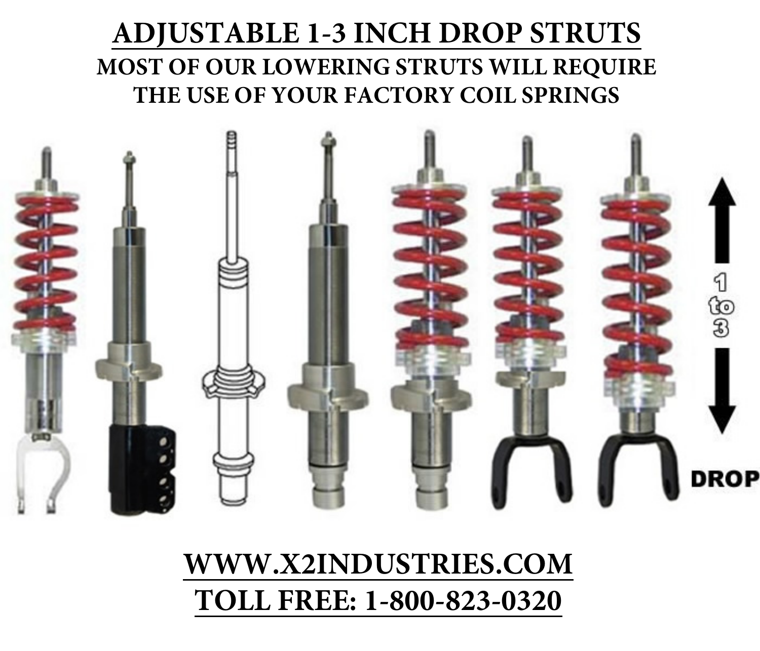# ADJUSTABLE 1-3 INCH DROP STRUTS

**MOST OF OUR LOWERING STRUTS WILL REQUIRE THE USE OF YOUR FACTORY COIL SPRINGS**

1 to 3

DROP

**WWW.X2INDUSTRIES.COM**

**TOLL FREE: 1-800-823-0320**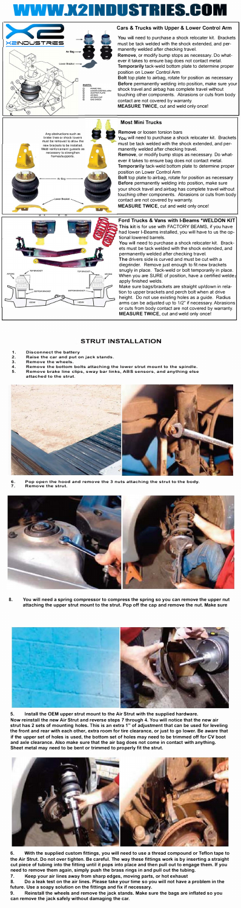# WWW.X2INDUSTRIES.COM

### Cars & Trucks with Upper & Lower Control Arm

**You** will need to purchase a shock relocater kit. Brackets must be tack welded with the shock extended, and permanently welded after checking travel.
**Remove**, or modify bump stops as necessary. Do whatever it takes to ensure bag does not contact metal.
**Temporarily** tack-weld bottom plate to determine proper position on Lower Control Arm
**Bolt** top plate to airbag, rotate for position as necessary
**Before** permanently welding into position, make sure your shock travel and airbag has complete travel without touching other components. Abrasions or cuts from body contact are not covered by warranty.
**MEASURE TWICE**, cut and weld only once!

### Most Mini Trucks

Any obstructions such as brake lines or shock towers must be removed to allow the new brackets to be installed. Weld reinforcement gussets as necessary to strengthen frames/supports.

**Remove** or loosen torsion bars
**You** will need to purchase a shock relocater kit. Brackets must be tack welded with the shock extended, and permanently welded after checking travel.
**Remove**, or modify bump stops as necessary. Do whatever it takes to ensure bag does not contact metal.
**Temporarily** tack-weld bottom plate to determine proper position on Lower Control Arm
**Bolt** top plate to airbag, rotate for position as necessary
**Before** permanently welding into position, make sure your shock travel and airbag has complete travel without touching other components. Abrasions or cuts from body contact are not covered by warranty.
**MEASURE TWICE**, cut and weld only once!

### Ford Trucks & Vans with I-Beams *WELDON KIT

**This kit** is for use with FACTORY BEAMS, if you have had lower I-Beams installed, you will have to us the optional lowered barrels.
**You** will need to purchase a shock relocater kit. Brackets must be tack welded with the shock extended, and permanently welded after checking travel.
**The** drivers side is curved and must be cut with a diegrinder. Remove just enough to fit new brackets snugly in place. Tack-weld or bolt temporarily in place. When you are SURE of position, have a certified welder apply finished welds.
Make sure bags/brackets are straight up/down in relation to upper brackets and perch bolt when at drive height. Do not use existing holes as a guide. Radius arms can be adjusted up to 1/2" if necessary. Abrasions or cuts from body contact are not covered by warranty.
**MEASURE TWICE**, cut and weld only once!

## STRUT INSTALLATION

1. **Disconnect the battery**
2. **Raise the car and put on jack stands.**
3. **Remove the wheels.**
4. **Remove the bottom bolts attaching the lower strut mount to the spindle.**
5. **Remove brake line clips, sway bar links, ABS sensors, and anything else attached to the strut.**

6. **Pop open the hood and remove the 3 nuts attaching the strut to the body.**
7. **Remove the strut.**

8. **You will need a spring compressor to compress the spring so you can remove the upper nut attaching the upper strut mount to the strut. Pop off the cap and remove the nut. Make sure**

5. **Install the OEM upper strut mount to the Air Strut with the supplied hardware. Now reinstall the new Air Strut and reverse steps 7 through 4. You will notice that the new air strut has 2 sets of mounting holes. This is an extra 1" of adjustment that can be used for leveling the front and rear with each other, extra room for tire clearance, or just to go lower. Be aware that if the upper set of holes is used, the bottom set of holes may need to be trimmed off for CV boot and axle clearance. Also make sure that the air bag does not come in contact with anything. Sheet metal may need to be bent or trimmed to properly fit the strut.**

6. **With the supplied custom fittings, you will need to use a thread compound or Teflon tape to the Air Strut. Do not over tighten. Be careful. The way these fittings work is by inserting a straight cut piece of tubing into the fitting until it pops into place and then pull out to engage them. If you need to remove them again, simply push the brass rings in and pull out the tubing.**
7. **Keep your air lines away from sharp edges, moving parts, or hot exhaust**
8. **Do a leak test on the air lines. Please take your time so you will not have a problem in the future. Use a soapy solution on the fittings and fix if necessary.**
9. **Reinstall the wheels and remove the jack stands. Make sure the bags are inflated so you can remove the jack safely without damaging the car.**